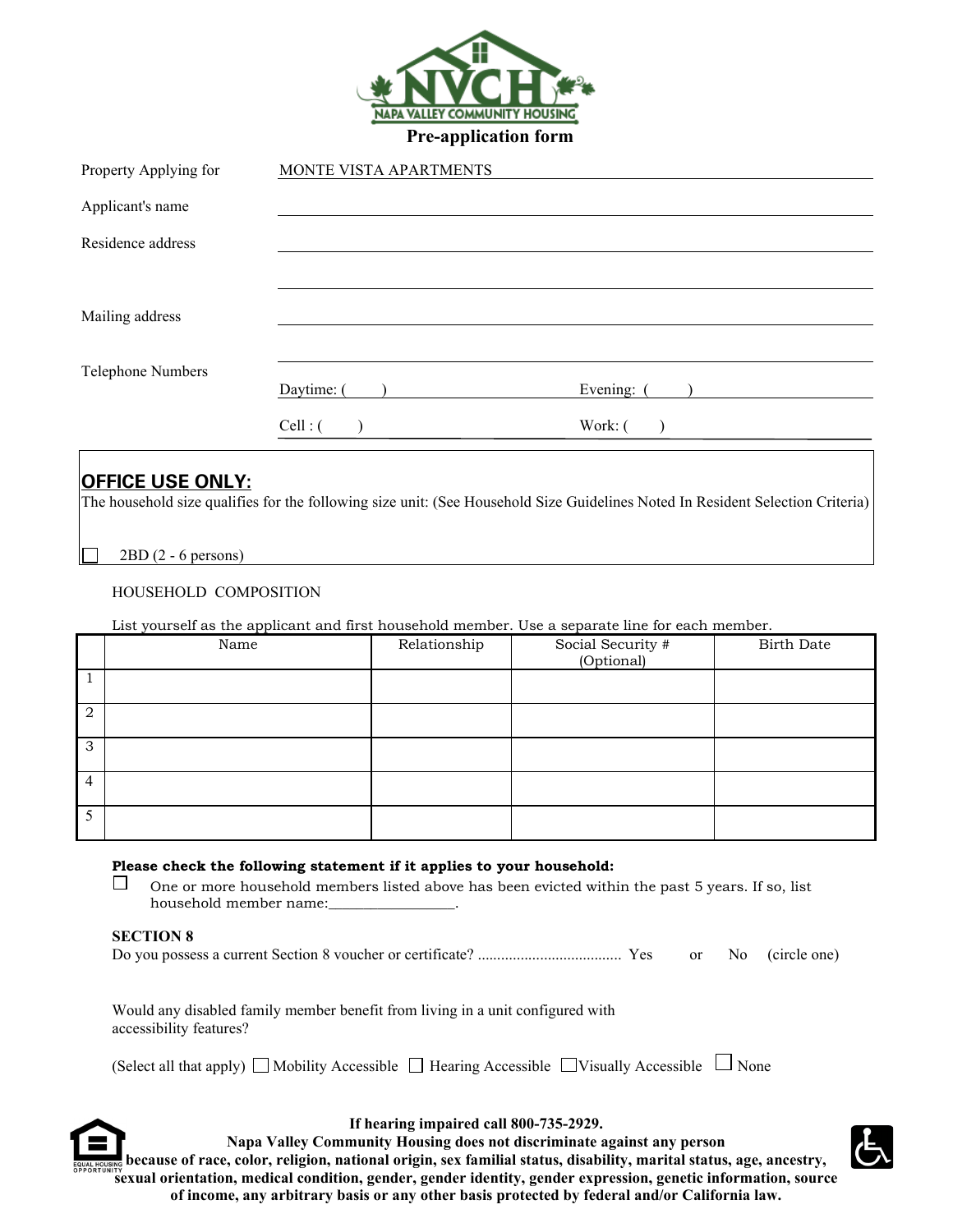NAPA VALLEY COMMUNITY HOUSING

# Pre-application form

| | |
|---|---|
| Property Applying for | MONTE VISTA APARTMENTS |
| Applicant's name | |
| Residence address | |
| | |
| Mailing address | |
| | |
| Telephone Numbers | Daytime: ( ) Evening: ( ) |
| | Cell : ( ) Work: ( ) |

**OFFICE USE ONLY:**

The household size qualifies for the following size unit: (See Household Size Guidelines Noted In Resident Selection Criteria)

☐ 2BD (2 - 6 persons)

HOUSEHOLD COMPOSITION

List yourself as the applicant and first household member. Use a separate line for each member.

| | Name | Relationship | Social Security # (Optional) | Birth Date |
|---|---|---|---|---|
| 1 | | | | |
| 2 | | | | |
| 3 | | | | |
| 4 | | | | |
| 5 | | | | |

**Please check the following statement if it applies to your household:**

☐ One or more household members listed above has been evicted within the past 5 years. If so, list household member name:________________.

**SECTION 8**

Do you possess a current Section 8 voucher or certificate? .................................... Yes or No (circle one)

Would any disabled family member benefit from living in a unit configured with accessibility features?

(Select all that apply) ☐ Mobility Accessible ☐ Hearing Accessible ☐ Visually Accessible ☐ None

**If hearing impaired call 800-735-2929.**
**Napa Valley Community Housing does not discriminate against any person because of race, color, religion, national origin, sex familial status, disability, marital status, age, ancestry, sexual orientation, medical condition, gender, gender identity, gender expression, genetic information, source of income, any arbitrary basis or any other basis protected by federal and/or California law.**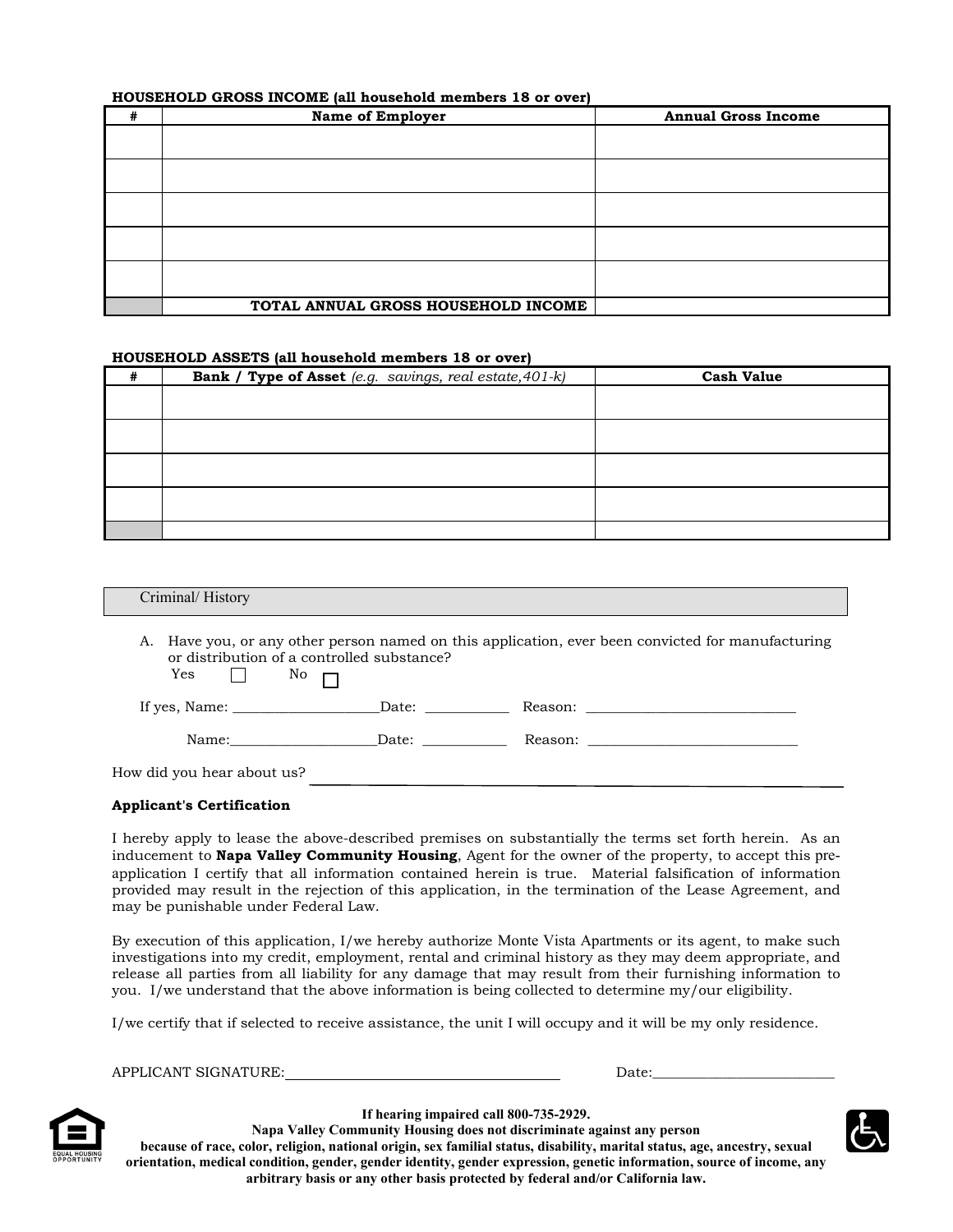**HOUSEHOLD GROSS INCOME (all household members 18 or over)**

| # | Name of Employer | Annual Gross Income |
|---|---|---|
| | | |
| | | |
| | | |
| | | |
| | | |
| | **TOTAL ANNUAL GROSS HOUSEHOLD INCOME** | |

**HOUSEHOLD ASSETS (all household members 18 or over)**

| # | **Bank / Type of Asset** *(e.g. savings, real estate,401-k)* | Cash Value |
|---|---|---|
| | | |
| | | |
| | | |
| | | |
| | | |

Criminal/ History

A. Have you, or any other person named on this application, ever been convicted for manufacturing or distribution of a controlled substance?
Yes ☐ No ☐

If yes, Name: ____________________Date: ___________ Reason: ____________________________

Name:____________________Date: ___________ Reason: ____________________________

How did you hear about us? ________________________________________

**Applicant's Certification**

I hereby apply to lease the above-described premises on substantially the terms set forth herein. As an inducement to **Napa Valley Community Housing**, Agent for the owner of the property, to accept this pre-application I certify that all information contained herein is true. Material falsification of information provided may result in the rejection of this application, in the termination of the Lease Agreement, and may be punishable under Federal Law.

By execution of this application, I/we hereby authorize Monte Vista Apartments or its agent, to make such investigations into my credit, employment, rental and criminal history as they may deem appropriate, and release all parties from all liability for any damage that may result from their furnishing information to you. I/we understand that the above information is being collected to determine my/our eligibility.

I/we certify that if selected to receive assistance, the unit I will occupy and it will be my only residence.

APPLICANT SIGNATURE:_____________________________________ Date:_________________________

**If hearing impaired call 800-735-2929.**
**Napa Valley Community Housing does not discriminate against any person because of race, color, religion, national origin, sex familial status, disability, marital status, age, ancestry, sexual orientation, medical condition, gender, gender identity, gender expression, genetic information, source of income, any arbitrary basis or any other basis protected by federal and/or California law.**